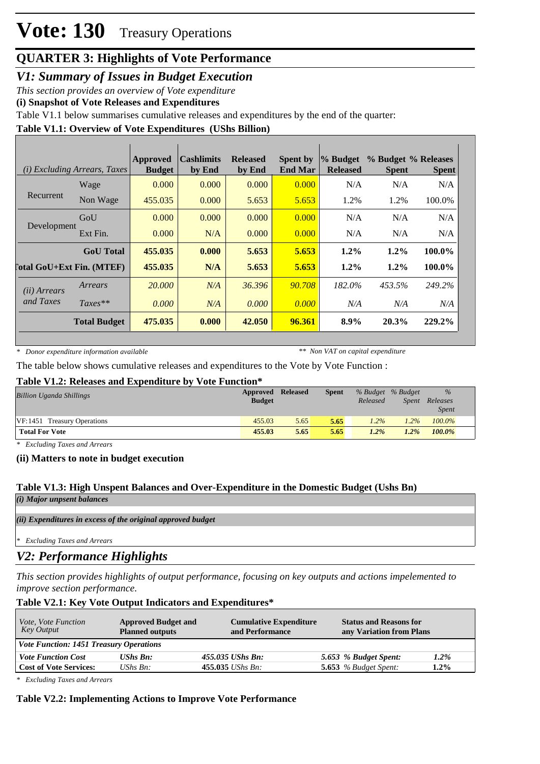# Vote: 130 Treasury Operations

## QUARTER 3: Highlights of Vote Performance

### *V1: Summary of Issues in Budget Execution*

*This section provides an overview of Vote expenditure*

**(i) Snapshot of Vote Releases and Expenditures**

Table V1.1 below summarises cumulative releases and expenditures by the end of the quarter:

**Table V1.1: Overview of Vote Expenditures (UShs Billion)**

| *(i) Excluding Arrears, Taxes* | | Approved Budget | Cashlimits by End | Released by End | Spent by End Mar | % Budget Released | % Budget Spent | % Releases Spent |
|---|---|---|---|---|---|---|---|---|
| Recurrent | Wage | 0.000 | 0.000 | 0.000 | 0.000 | N/A | N/A | N/A |
| | Non Wage | 455.035 | 0.000 | 5.653 | 5.653 | 1.2% | 1.2% | 100.0% |
| Development | GoU | 0.000 | 0.000 | 0.000 | 0.000 | N/A | N/A | N/A |
| | Ext Fin. | 0.000 | N/A | 0.000 | 0.000 | N/A | N/A | N/A |
| | **GoU Total** | **455.035** | **0.000** | **5.653** | **5.653** | **1.2%** | **1.2%** | **100.0%** |
| **Total GoU+Ext Fin. (MTEF)** | | **455.035** | **N/A** | **5.653** | **5.653** | **1.2%** | **1.2%** | **100.0%** |
| *(ii) Arrears and Taxes* | *Arrears* | *20.000* | *N/A* | *36.396* | *90.708* | *182.0%* | *453.5%* | *249.2%* |
| | *Taxes*** | *0.000* | *N/A* | *0.000* | *0.000* | *N/A* | *N/A* | *N/A* |
| | **Total Budget** | **475.035** | **0.000** | **42.050** | **96.361** | **8.9%** | **20.3%** | **229.2%** |

*\* Donor expenditure information available* &nbsp;&nbsp;&nbsp;&nbsp; *** Non VAT on capital expenditure*

The table below shows cumulative releases and expenditures to the Vote by Vote Function :

**Table V1.2: Releases and Expenditure by Vote Function***

| *Billion Uganda Shillings* | Approved Budget | Released | Spent | *% Budget Released* | *% Budget Spent* | *% Releases Spent* |
|---|---|---|---|---|---|---|
| VF:1451 Treasury Operations | 455.03 | 5.65 | 5.65 | *1.2%* | *1.2%* | *100.0%* |
| **Total For Vote** | **455.03** | **5.65** | **5.65** | ***1.2%*** | ***1.2%*** | ***100.0%*** |

*\* Excluding Taxes and Arrears*

**(ii) Matters to note in budget execution**

**Table V1.3: High Unspent Balances and Over-Expenditure in the Domestic Budget (Ushs Bn)**

***(i) Major unpent balances***

***(ii) Expenditures in excess of the original approved budget***

*\* Excluding Taxes and Arrears*

### *V2: Performance Highlights*

*This section provides highlights of output performance, focusing on key outputs and actions impelemented to improve section performance.*

**Table V2.1: Key Vote Output Indicators and Expenditures***

| *Vote, Vote Function Key Output* | **Approved Budget and Planned outputs** | **Cumulative Expenditure and Performance** | **Status and Reasons for any Variation from Plans** | |
|---|---|---|---|---|
| ***Vote Function: 1451 Treasury Operations*** | | | | |
| ***Vote Function Cost*** | ***UShs Bn:*** | ***455.035 UShs Bn:*** | ***5.653 % Budget Spent:*** | ***1.2%*** |
| **Cost of Vote Services:** | *UShs Bn:* | **455.035** *UShs Bn:* | **5.653** *% Budget Spent:* | **1.2%** |

*\* Excluding Taxes and Arrears*

**Table V2.2: Implementing Actions to Improve Vote Performance**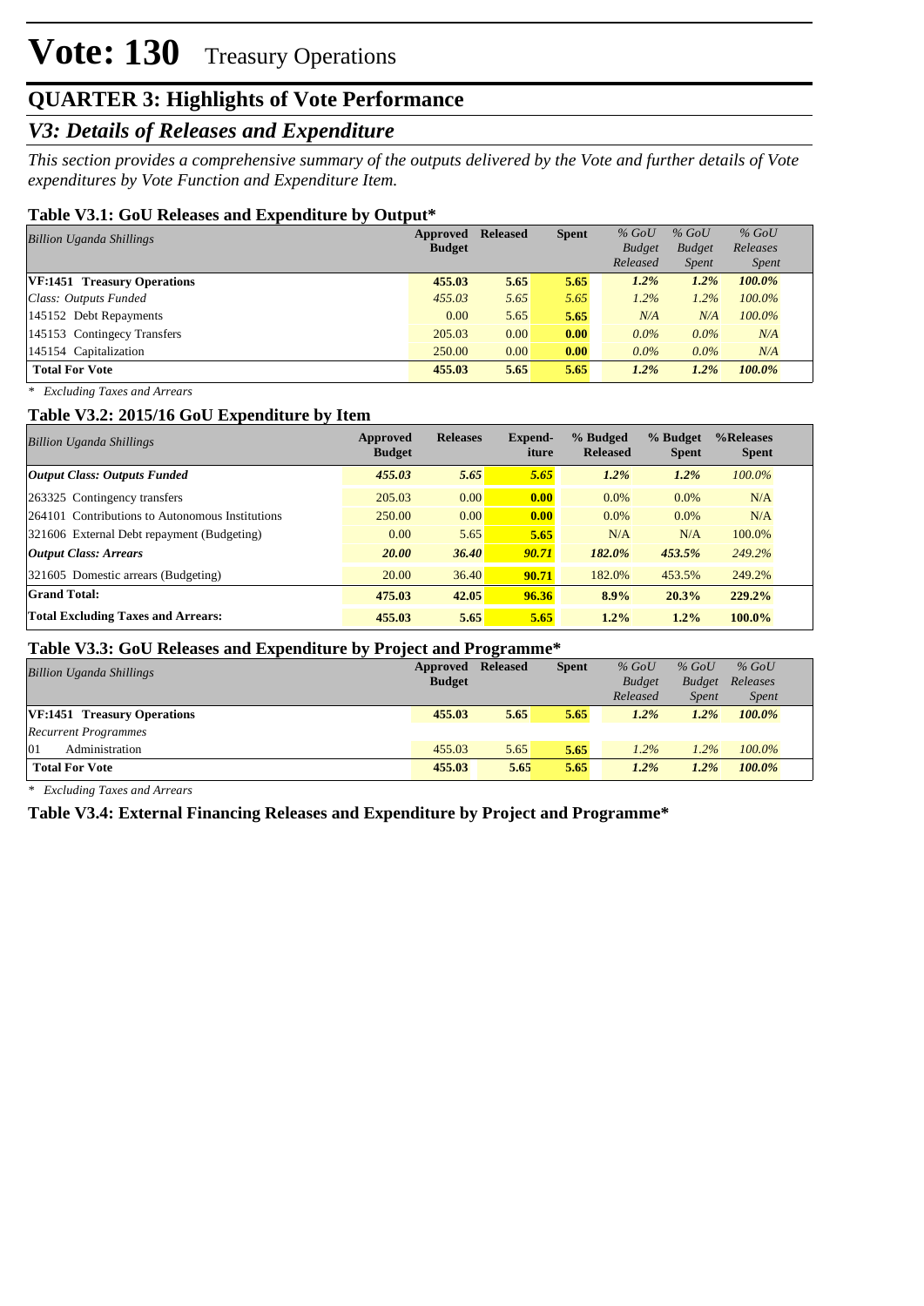# Vote: 130 Treasury Operations

## QUARTER 3: Highlights of Vote Performance

## *V3: Details of Releases and Expenditure*

*This section provides a comprehensive summary of the outputs delivered by the Vote and further details of Vote expenditures by Vote Function and Expenditure Item.*

### Table V3.1: GoU Releases and Expenditure by Output*

| *Billion Uganda Shillings* | Approved Budget | Released | Spent | *% GoU Budget Released* | *% GoU Budget Spent* | *% GoU Releases Spent* |
|---|---|---|---|---|---|---|
| **VF:1451 Treasury Operations** | **455.03** | **5.65** | **5.65** | ***1.2%*** | ***1.2%*** | ***100.0%*** |
| *Class: Outputs Funded* | *455.03* | *5.65* | *5.65* | *1.2%* | *1.2%* | *100.0%* |
| 145152 Debt Repayments | 0.00 | 5.65 | **5.65** | *N/A* | *N/A* | *100.0%* |
| 145153 Contingecy Transfers | 205.03 | 0.00 | **0.00** | *0.0%* | *0.0%* | *N/A* |
| 145154 Capitalization | 250.00 | 0.00 | **0.00** | *0.0%* | *0.0%* | *N/A* |
| **Total For Vote** | **455.03** | **5.65** | **5.65** | ***1.2%*** | ***1.2%*** | ***100.0%*** |

*\* Excluding Taxes and Arrears*

### Table V3.2: 2015/16 GoU Expenditure by Item

| *Billion Uganda Shillings* | Approved Budget | Releases | Expend-iture | % Budged Released | % Budget Spent | %Releases Spent |
|---|---|---|---|---|---|---|
| ***Output Class: Outputs Funded*** | ***455.03*** | ***5.65*** | ***5.65*** | ***1.2%*** | ***1.2%*** | *100.0%* |
| 263325 Contingency transfers | 205.03 | 0.00 | **0.00** | 0.0% | 0.0% | N/A |
| 264101 Contributions to Autonomous Institutions | 250.00 | 0.00 | **0.00** | 0.0% | 0.0% | N/A |
| 321606 External Debt repayment (Budgeting) | 0.00 | 5.65 | **5.65** | N/A | N/A | 100.0% |
| ***Output Class: Arrears*** | ***20.00*** | ***36.40*** | ***90.71*** | ***182.0%*** | ***453.5%*** | *249.2%* |
| 321605 Domestic arrears (Budgeting) | 20.00 | 36.40 | **90.71** | 182.0% | 453.5% | 249.2% |
| **Grand Total:** | **475.03** | **42.05** | **96.36** | **8.9%** | **20.3%** | **229.2%** |
| **Total Excluding Taxes and Arrears:** | **455.03** | **5.65** | **5.65** | **1.2%** | **1.2%** | **100.0%** |

### Table V3.3: GoU Releases and Expenditure by Project and Programme*

| *Billion Uganda Shillings* | Approved Budget | Released | Spent | *% GoU Budget Released* | *% GoU Budget Spent* | *% GoU Releases Spent* |
|---|---|---|---|---|---|---|
| **VF:1451 Treasury Operations** | **455.03** | **5.65** | **5.65** | ***1.2%*** | ***1.2%*** | ***100.0%*** |
| *Recurrent Programmes* | | | | | | |
| 01 Administration | 455.03 | 5.65 | **5.65** | *1.2%* | *1.2%* | *100.0%* |
| **Total For Vote** | **455.03** | **5.65** | **5.65** | ***1.2%*** | ***1.2%*** | ***100.0%*** |

*\* Excluding Taxes and Arrears*

### Table V3.4: External Financing Releases and Expenditure by Project and Programme*